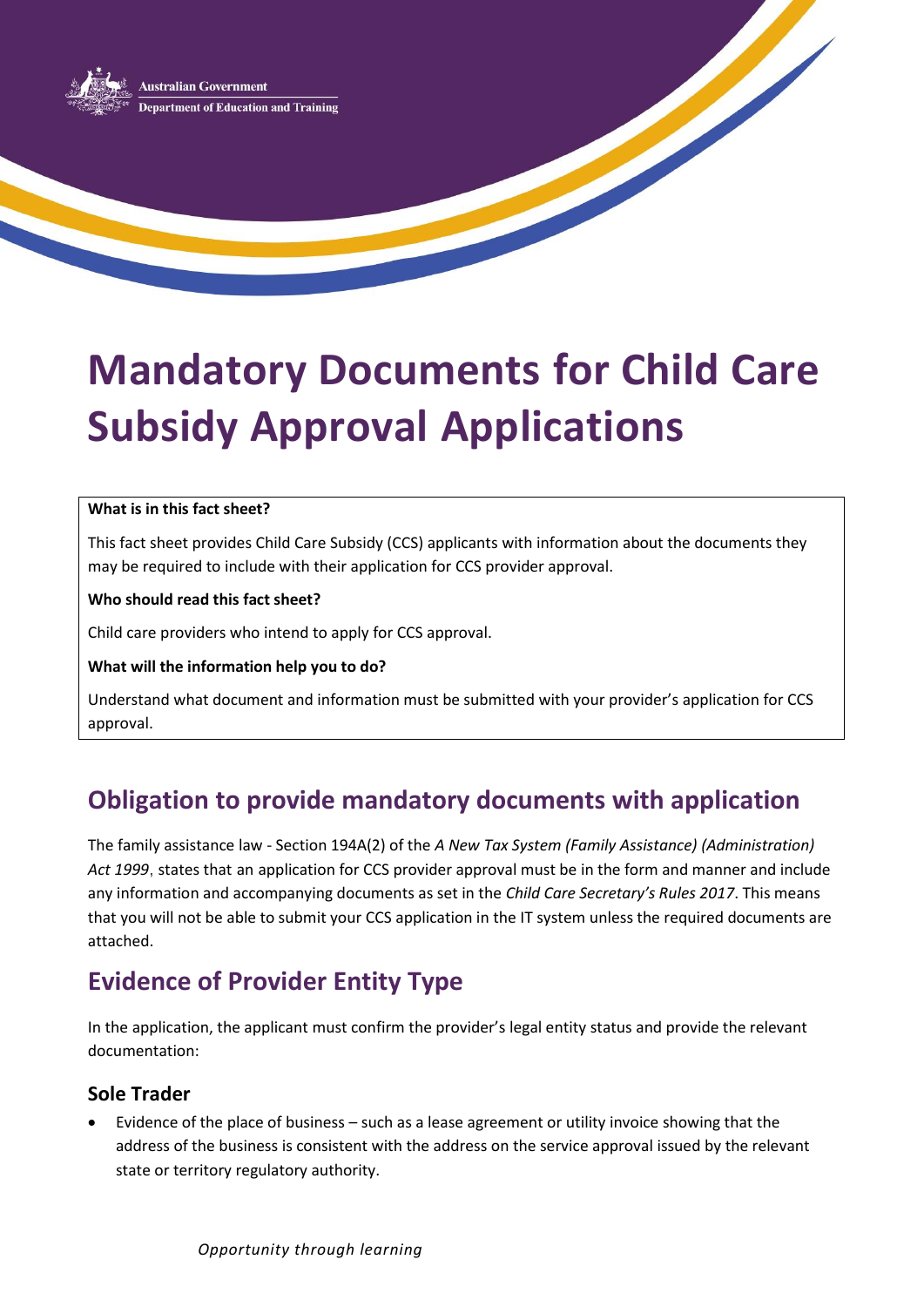Australian Government
Department of Education and Training

# Mandatory Documents for Child Care Subsidy Approval Applications

**What is in this fact sheet?**

This fact sheet provides Child Care Subsidy (CCS) applicants with information about the documents they may be required to include with their application for CCS provider approval.

**Who should read this fact sheet?**

Child care providers who intend to apply for CCS approval.

**What will the information help you to do?**

Understand what document and information must be submitted with your provider's application for CCS approval.

## Obligation to provide mandatory documents with application

The family assistance law - Section 194A(2) of the *A New Tax System (Family Assistance) (Administration) Act 1999*, states that an application for CCS provider approval must be in the form and manner and include any information and accompanying documents as set in the *Child Care Secretary's Rules 2017*. This means that you will not be able to submit your CCS application in the IT system unless the required documents are attached.

## Evidence of Provider Entity Type

In the application, the applicant must confirm the provider's legal entity status and provide the relevant documentation:

### Sole Trader

- Evidence of the place of business – such as a lease agreement or utility invoice showing that the address of the business is consistent with the address on the service approval issued by the relevant state or territory regulatory authority.

*Opportunity through learning*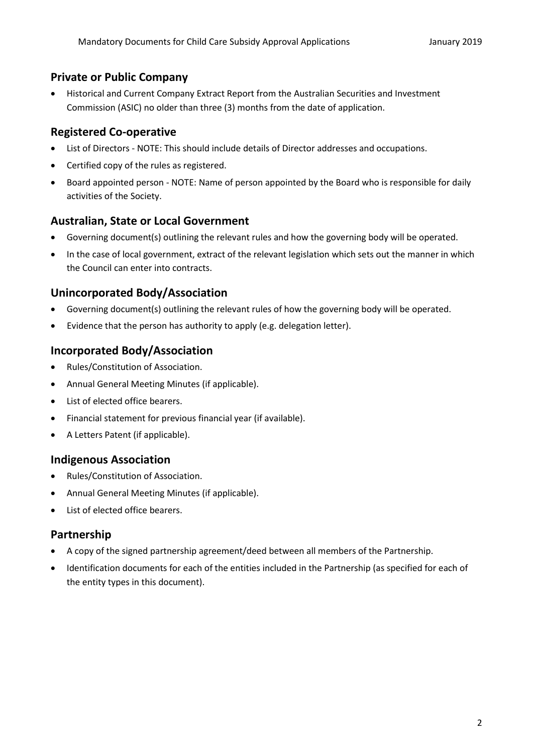## Private or Public Company

- Historical and Current Company Extract Report from the Australian Securities and Investment Commission (ASIC) no older than three (3) months from the date of application.

## Registered Co-operative

- List of Directors - NOTE: This should include details of Director addresses and occupations.
- Certified copy of the rules as registered.
- Board appointed person - NOTE: Name of person appointed by the Board who is responsible for daily activities of the Society.

## Australian, State or Local Government

- Governing document(s) outlining the relevant rules and how the governing body will be operated.
- In the case of local government, extract of the relevant legislation which sets out the manner in which the Council can enter into contracts.

## Unincorporated Body/Association

- Governing document(s) outlining the relevant rules of how the governing body will be operated.
- Evidence that the person has authority to apply (e.g. delegation letter).

## Incorporated Body/Association

- Rules/Constitution of Association.
- Annual General Meeting Minutes (if applicable).
- List of elected office bearers.
- Financial statement for previous financial year (if available).
- A Letters Patent (if applicable).

## Indigenous Association

- Rules/Constitution of Association.
- Annual General Meeting Minutes (if applicable).
- List of elected office bearers.

## Partnership

- A copy of the signed partnership agreement/deed between all members of the Partnership.
- Identification documents for each of the entities included in the Partnership (as specified for each of the entity types in this document).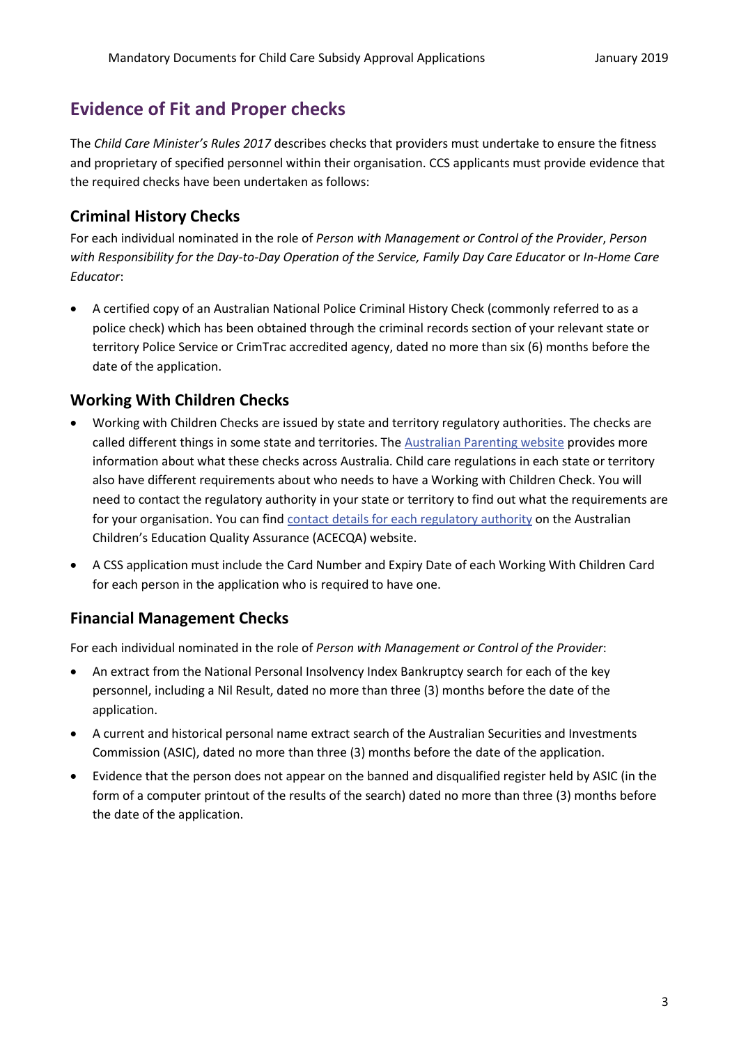## Evidence of Fit and Proper checks

The *Child Care Minister's Rules 2017* describes checks that providers must undertake to ensure the fitness and proprietary of specified personnel within their organisation. CCS applicants must provide evidence that the required checks have been undertaken as follows:

### Criminal History Checks

For each individual nominated in the role of *Person with Management or Control of the Provider*, *Person with Responsibility for the Day-to-Day Operation of the Service, Family Day Care Educator* or *In-Home Care Educator*:

- A certified copy of an Australian National Police Criminal History Check (commonly referred to as a police check) which has been obtained through the criminal records section of your relevant state or territory Police Service or CrimTrac accredited agency, dated no more than six (6) months before the date of the application.

### Working With Children Checks

- Working with Children Checks are issued by state and territory regulatory authorities. The checks are called different things in some state and territories. The Australian Parenting website provides more information about what these checks across Australia. Child care regulations in each state or territory also have different requirements about who needs to have a Working with Children Check. You will need to contact the regulatory authority in your state or territory to find out what the requirements are for your organisation. You can find contact details for each regulatory authority on the Australian Children's Education Quality Assurance (ACECQA) website.
- A CSS application must include the Card Number and Expiry Date of each Working With Children Card for each person in the application who is required to have one.

### Financial Management Checks

For each individual nominated in the role of *Person with Management or Control of the Provider*:

- An extract from the National Personal Insolvency Index Bankruptcy search for each of the key personnel, including a Nil Result, dated no more than three (3) months before the date of the application.
- A current and historical personal name extract search of the Australian Securities and Investments Commission (ASIC), dated no more than three (3) months before the date of the application.
- Evidence that the person does not appear on the banned and disqualified register held by ASIC (in the form of a computer printout of the results of the search) dated no more than three (3) months before the date of the application.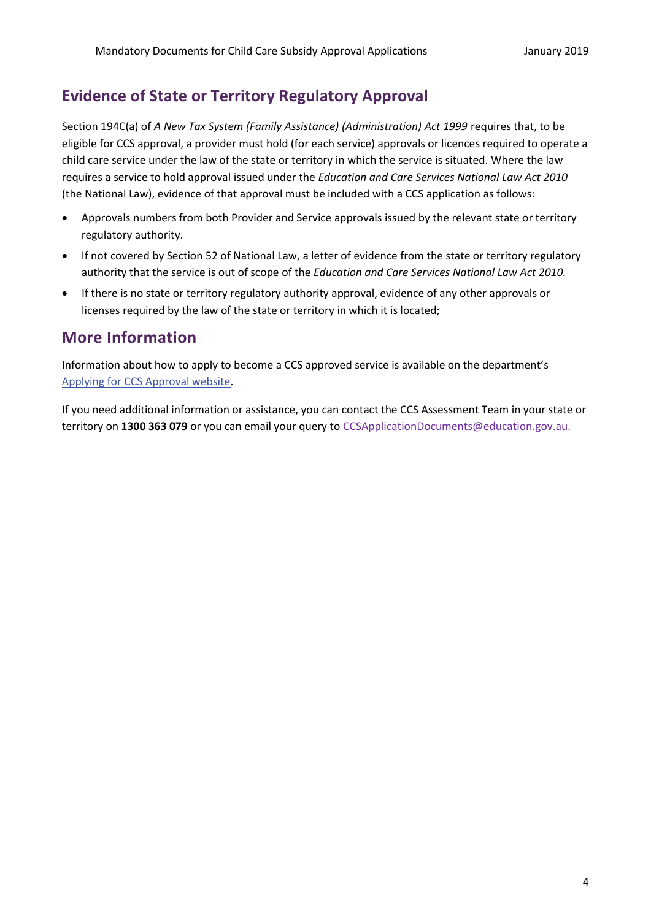## Evidence of State or Territory Regulatory Approval

Section 194C(a) of *A New Tax System (Family Assistance) (Administration) Act 1999* requires that, to be eligible for CCS approval, a provider must hold (for each service) approvals or licences required to operate a child care service under the law of the state or territory in which the service is situated. Where the law requires a service to hold approval issued under the *Education and Care Services National Law Act 2010* (the National Law), evidence of that approval must be included with a CCS application as follows:

- Approvals numbers from both Provider and Service approvals issued by the relevant state or territory regulatory authority.
- If not covered by Section 52 of National Law, a letter of evidence from the state or territory regulatory authority that the service is out of scope of the *Education and Care Services National Law Act 2010.*
- If there is no state or territory regulatory authority approval, evidence of any other approvals or licenses required by the law of the state or territory in which it is located;

## More Information

Information about how to apply to become a CCS approved service is available on the department's Applying for CCS Approval website.

If you need additional information or assistance, you can contact the CCS Assessment Team in your state or territory on **1300 363 079** or you can email your query to CCSApplicationDocuments@education.gov.au.